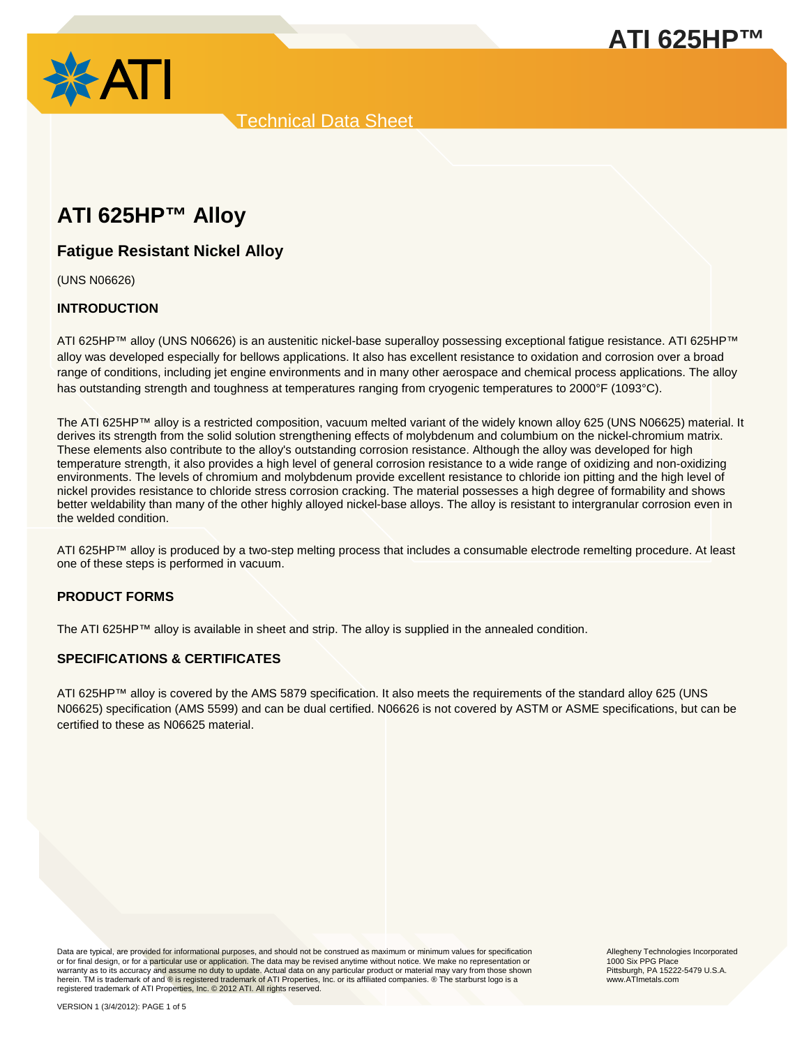# ATI 625HP™ Alloy

## Fatigue Resistant Nickel Alloy

(UNS N06626)

### INTRODUCTION

ATI 625HP™ alloy (UNS N06626) is an austenitic nickel-base superalloy possessing exceptional fatigue resistance. ATI 625HP™ alloy was developed especially for bellows applications. It also has excellent resistance to oxidation and corrosion over a broad range of conditions, including jet engine environments and in many other aerospace and chemical process applications. The alloy has outstanding strength and toughness at temperatures ranging from cryogenic temperatures to 2000°F (1093°C).

The ATI 625HP™ alloy is a restricted composition, vacuum melted variant of the widely known alloy 625 (UNS N06625) material. It derives its strength from the solid solution strengthening effects of molybdenum and columbium on the nickel-chromium matrix. These elements also contribute to the alloy's outstanding corrosion resistance. Although the alloy was developed for high temperature strength, it also provides a high level of general corrosion resistance to a wide range of oxidizing and non-oxidizing environments. The levels of chromium and molybdenum provide excellent resistance to chloride ion pitting and the high level of nickel provides resistance to chloride stress corrosion cracking. The material possesses a high degree of formability and shows better weldability than many of the other highly alloyed nickel-base alloys. The alloy is resistant to intergranular corrosion even in the welded condition.

ATI 625HP™ alloy is produced by a two-step melting process that includes a consumable electrode remelting procedure. At least one of these steps is performed in vacuum.

### PRODUCT FORMS

The ATI 625HP™ alloy is available in sheet and strip. The alloy is supplied in the annealed condition.

### SPECIFICATIONS & CERTIFICATES

ATI 625HP™ alloy is covered by the AMS 5879 specification. It also meets the requirements of the standard alloy 625 (UNS N06625) specification (AMS 5599) and can be dual certified. N06626 is not covered by ASTM or ASME specifications, but can be certified to these as N06625 material.

Data are typical, are provided for informational purposes, and should not be construed as maximum or minimum values for specification or for final design, or for a particular use or application. The data may be revised anytime without notice. We make no representation or warranty as to its accuracy and assume no duty to update. Actual data on any particular product or material may vary from those shown herein. TM is trademark of and ® is registered trademark of ATI Properties, Inc. or its affiliated companies. ® The starburst logo is a registered trademark of ATI Properties, Inc. © 2012 ATI. All rights reserved.

Allegheny Technologies Incorporated
1000 Six PPG Place
Pittsburgh, PA 15222-5479 U.S.A.
www.ATImetals.com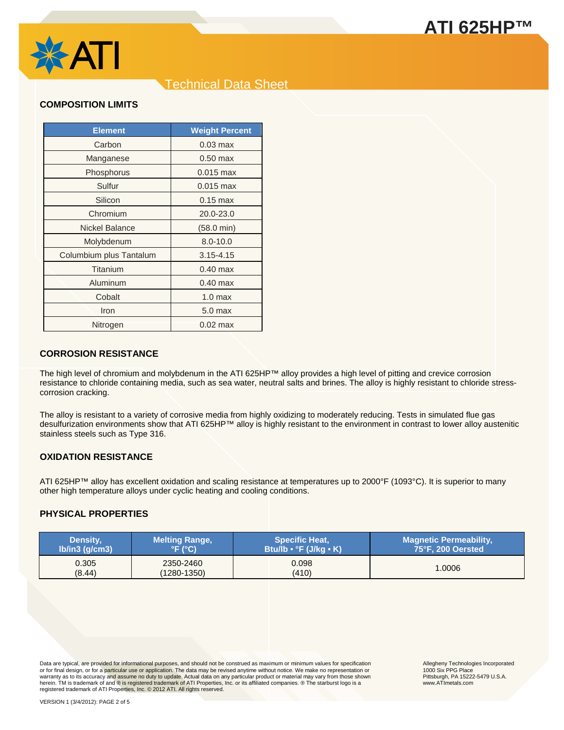## COMPOSITION LIMITS

| Element | Weight Percent |
|---|---|
| Carbon | 0.03 max |
| Manganese | 0.50 max |
| Phosphorus | 0.015 max |
| Sulfur | 0.015 max |
| Silicon | 0.15 max |
| Chromium | 20.0-23.0 |
| Nickel Balance | (58.0 min) |
| Molybdenum | 8.0-10.0 |
| Columbium plus Tantalum | 3.15-4.15 |
| Titanium | 0.40 max |
| Aluminum | 0.40 max |
| Cobalt | 1.0 max |
| Iron | 5.0 max |
| Nitrogen | 0.02 max |

## CORROSION RESISTANCE

The high level of chromium and molybdenum in the ATI 625HP™ alloy provides a high level of pitting and crevice corrosion resistance to chloride containing media, such as sea water, neutral salts and brines. The alloy is highly resistant to chloride stress-corrosion cracking.

The alloy is resistant to a variety of corrosive media from highly oxidizing to moderately reducing. Tests in simulated flue gas desulfurization environments show that ATI 625HP™ alloy is highly resistant to the environment in contrast to lower alloy austenitic stainless steels such as Type 316.

## OXIDATION RESISTANCE

ATI 625HP™ alloy has excellent oxidation and scaling resistance at temperatures up to 2000°F (1093°C). It is superior to many other high temperature alloys under cyclic heating and cooling conditions.

## PHYSICAL PROPERTIES

| Density, lb/in3 (g/cm3) | Melting Range, °F (°C) | Specific Heat, Btu/lb • °F (J/kg • K) | Magnetic Permeability, 75°F, 200 Oersted |
|---|---|---|---|
| 0.305 (8.44) | 2350-2460 (1280-1350) | 0.098 (410) | 1.0006 |

Data are typical, are provided for informational purposes, and should not be construed as maximum or minimum values for specification or for final design, or for a particular use or application. The data may be revised anytime without notice. We make no representation or warranty as to its accuracy and assume no duty to update. Actual data on any particular product or material may vary from those shown herein. TM is trademark of and ® is registered trademark of ATI Properties, Inc. or its affiliated companies. ® The starburst logo is a registered trademark of ATI Properties, Inc. © 2012 ATI. All rights reserved.

Allegheny Technologies Incorporated
1000 Six PPG Place
Pittsburgh, PA 15222-5479 U.S.A.
www.ATImetals.com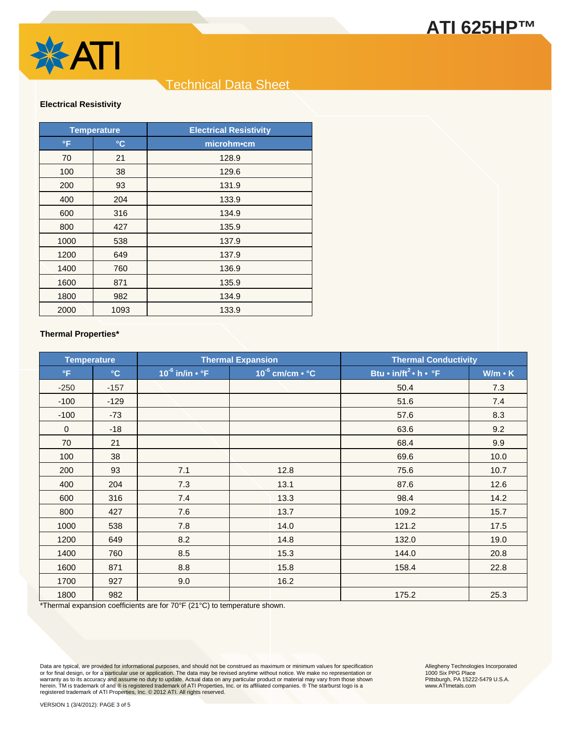ATI 625HP™

Technical Data Sheet

**Electrical Resistivity**

| Temperature | | Electrical Resistivity |
|---|---|---|
| °F | °C | microhm•cm |
| 70 | 21 | 128.9 |
| 100 | 38 | 129.6 |
| 200 | 93 | 131.9 |
| 400 | 204 | 133.9 |
| 600 | 316 | 134.9 |
| 800 | 427 | 135.9 |
| 1000 | 538 | 137.9 |
| 1200 | 649 | 137.9 |
| 1400 | 760 | 136.9 |
| 1600 | 871 | 135.9 |
| 1800 | 982 | 134.9 |
| 2000 | 1093 | 133.9 |

**Thermal Properties***

| Temperature | | Thermal Expansion | | Thermal Conductivity | |
|---|---|---|---|---|---|
| °F | °C | $10^{-6}$ in/in • °F | $10^{-6}$ cm/cm • °C | Btu • in/ft$^2$ • h • °F | W/m • K |
| -250 | -157 | | | 50.4 | 7.3 |
| -100 | -129 | | | 51.6 | 7.4 |
| -100 | -73 | | | 57.6 | 8.3 |
| 0 | -18 | | | 63.6 | 9.2 |
| 70 | 21 | | | 68.4 | 9.9 |
| 100 | 38 | | | 69.6 | 10.0 |
| 200 | 93 | 7.1 | 12.8 | 75.6 | 10.7 |
| 400 | 204 | 7.3 | 13.1 | 87.6 | 12.6 |
| 600 | 316 | 7.4 | 13.3 | 98.4 | 14.2 |
| 800 | 427 | 7.6 | 13.7 | 109.2 | 15.7 |
| 1000 | 538 | 7.8 | 14.0 | 121.2 | 17.5 |
| 1200 | 649 | 8.2 | 14.8 | 132.0 | 19.0 |
| 1400 | 760 | 8.5 | 15.3 | 144.0 | 20.8 |
| 1600 | 871 | 8.8 | 15.8 | 158.4 | 22.8 |
| 1700 | 927 | 9.0 | 16.2 | | |
| 1800 | 982 | | | 175.2 | 25.3 |

*Thermal expansion coefficients are for 70°F (21°C) to temperature shown.

Data are typical, are provided for informational purposes, and should not be construed as maximum or minimum values for specification or for final design, or for a particular use or application. The data may be revised anytime without notice. We make no representation or warranty as to its accuracy and assume no duty to update. Actual data on any particular product or material may vary from those shown herein. TM is trademark of and ® is registered trademark of ATI Properties, Inc. or its affiliated companies. ® The starburst logo is a registered trademark of ATI Properties, Inc. © 2012 ATI. All rights reserved.

Allegheny Technologies Incorporated
1000 Six PPG Place
Pittsburgh, PA 15222-5479 U.S.A.
www.ATImetals.com

VERSION 1 (3/4/2012): PAGE 3 of 5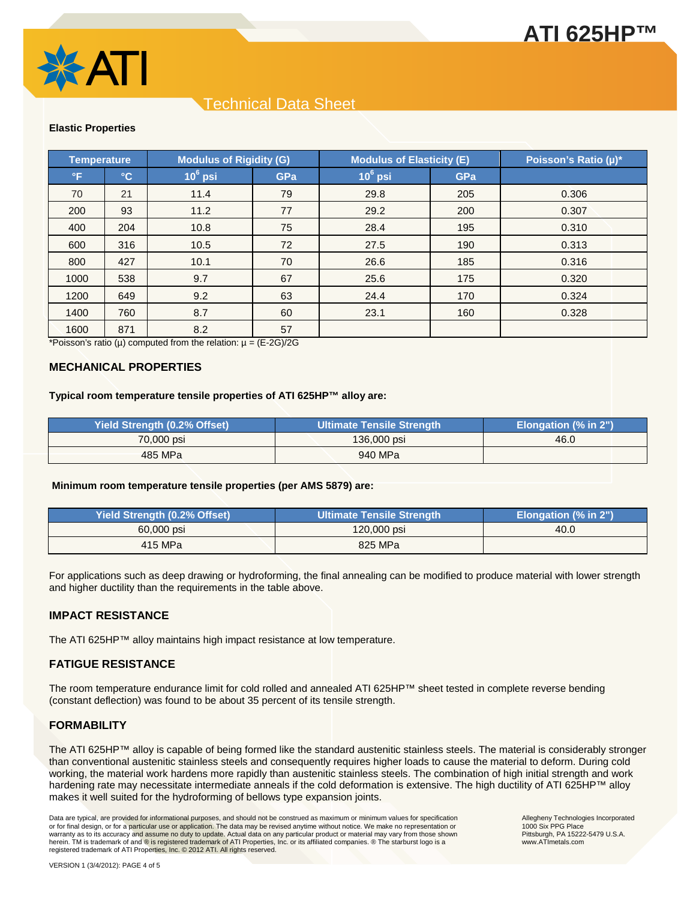**Elastic Properties**

| Temperature | | Modulus of Rigidity (G) | | Modulus of Elasticity (E) | | Poisson's Ratio (μ)* |
|---|---|---|---|---|---|---|
| °F | °C | $10^6$ psi | GPa | $10^6$ psi | GPa | |
| 70 | 21 | 11.4 | 79 | 29.8 | 205 | 0.306 |
| 200 | 93 | 11.2 | 77 | 29.2 | 200 | 0.307 |
| 400 | 204 | 10.8 | 75 | 28.4 | 195 | 0.310 |
| 600 | 316 | 10.5 | 72 | 27.5 | 190 | 0.313 |
| 800 | 427 | 10.1 | 70 | 26.6 | 185 | 0.316 |
| 1000 | 538 | 9.7 | 67 | 25.6 | 175 | 0.320 |
| 1200 | 649 | 9.2 | 63 | 24.4 | 170 | 0.324 |
| 1400 | 760 | 8.7 | 60 | 23.1 | 160 | 0.328 |
| 1600 | 871 | 8.2 | 57 | | | |

*Poisson's ratio (μ) computed from the relation: $\mu = (E-2G)/2G$

## MECHANICAL PROPERTIES

**Typical room temperature tensile properties of ATI 625HP™ alloy are:**

| Yield Strength (0.2% Offset) | Ultimate Tensile Strength | Elongation (% in 2") |
|---|---|---|
| 70,000 psi | 136,000 psi | 46.0 |
| 485 MPa | 940 MPa | |

**Minimum room temperature tensile properties (per AMS 5879) are:**

| Yield Strength (0.2% Offset) | Ultimate Tensile Strength | Elongation (% in 2") |
|---|---|---|
| 60,000 psi | 120,000 psi | 40.0 |
| 415 MPa | 825 MPa | |

For applications such as deep drawing or hydroforming, the final annealing can be modified to produce material with lower strength and higher ductility than the requirements in the table above.

## IMPACT RESISTANCE

The ATI 625HP™ alloy maintains high impact resistance at low temperature.

## FATIGUE RESISTANCE

The room temperature endurance limit for cold rolled and annealed ATI 625HP™ sheet tested in complete reverse bending (constant deflection) was found to be about 35 percent of its tensile strength.

## FORMABILITY

The ATI 625HP™ alloy is capable of being formed like the standard austenitic stainless steels. The material is considerably stronger than conventional austenitic stainless steels and consequently requires higher loads to cause the material to deform. During cold working, the material work hardens more rapidly than austenitic stainless steels. The combination of high initial strength and work hardening rate may necessitate intermediate anneals if the cold deformation is extensive. The high ductility of ATI 625HP™ alloy makes it well suited for the hydroforming of bellows type expansion joints.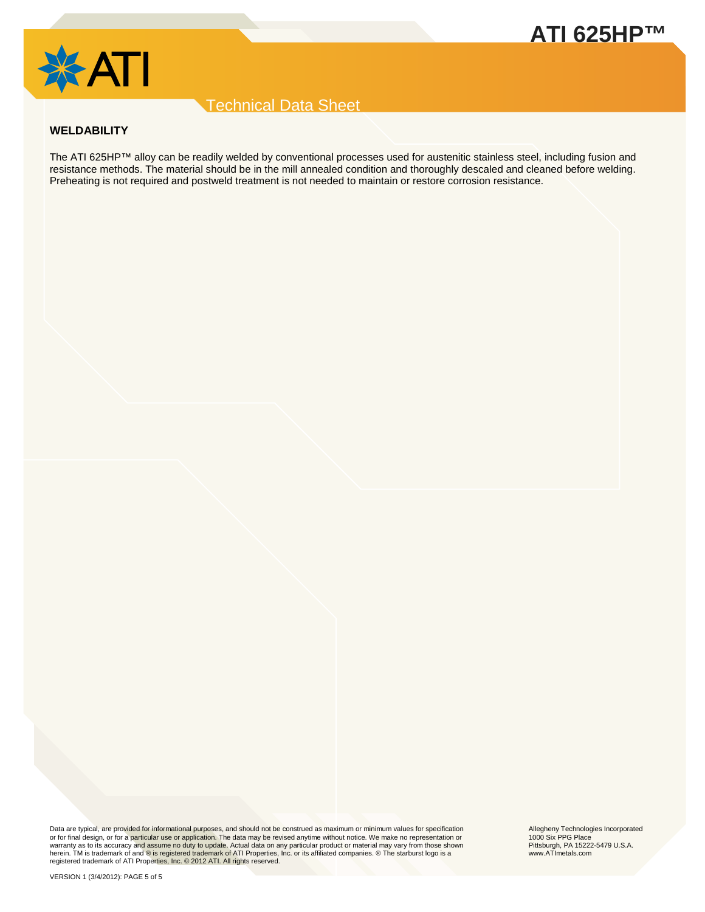## WELDABILITY

The ATI 625HP™ alloy can be readily welded by conventional processes used for austenitic stainless steel, including fusion and resistance methods. The material should be in the mill annealed condition and thoroughly descaled and cleaned before welding. Preheating is not required and postweld treatment is not needed to maintain or restore corrosion resistance.

Data are typical, are provided for informational purposes, and should not be construed as maximum or minimum values for specification or for final design, or for a particular use or application. The data may be revised anytime without notice. We make no representation or warranty as to its accuracy and assume no duty to update. Actual data on any particular product or material may vary from those shown herein. TM is trademark of and ® is registered trademark of ATI Properties, Inc. or its affiliated companies. ® The starburst logo is a registered trademark of ATI Properties, Inc. © 2012 ATI. All rights reserved.

Allegheny Technologies Incorporated
1000 Six PPG Place
Pittsburgh, PA 15222-5479 U.S.A.
www.ATImetals.com

VERSION 1 (3/4/2012)